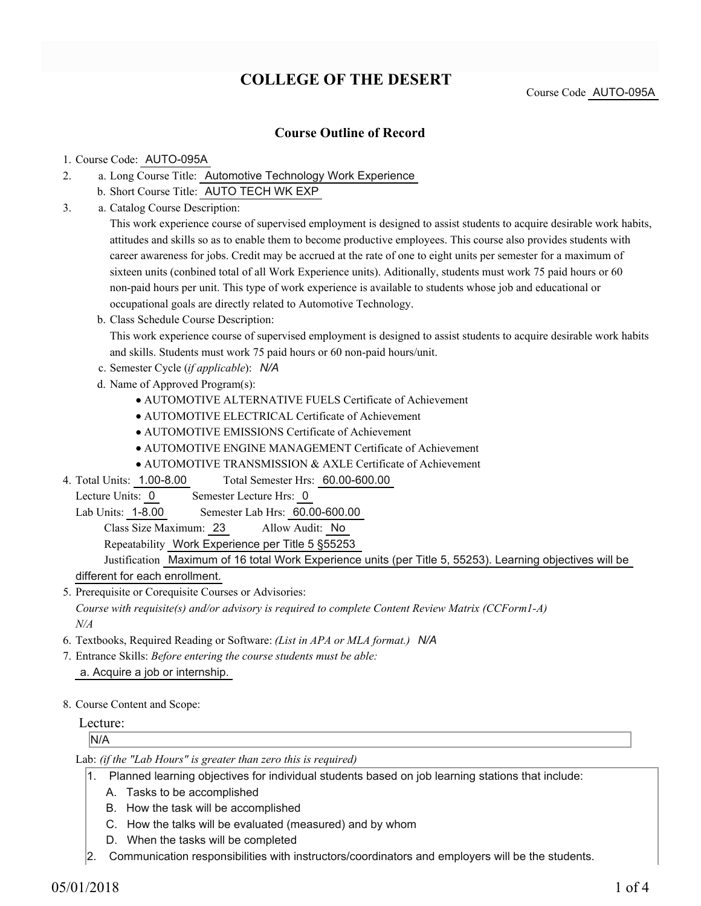# COLLEGE OF THE DESERT

Course Code AUTO-095A

## Course Outline of Record

1. Course Code: AUTO-095A
2. a. Long Course Title: Automotive Technology Work Experience
   b. Short Course Title: AUTO TECH WK EXP
3. a. Catalog Course Description:
   This work experience course of supervised employment is designed to assist students to acquire desirable work habits, attitudes and skills so as to enable them to become productive employees. This course also provides students with career awareness for jobs. Credit may be accrued at the rate of one to eight units per semester for a maximum of sixteen units (conbined total of all Work Experience units). Aditionally, students must work 75 paid hours or 60 non-paid hours per unit. This type of work experience is available to students whose job and educational or occupational goals are directly related to Automotive Technology.
   b. Class Schedule Course Description:
   This work experience course of supervised employment is designed to assist students to acquire desirable work habits and skills. Students must work 75 paid hours or 60 non-paid hours/unit.
   c. Semester Cycle (*if applicable*): *N/A*
   d. Name of Approved Program(s):
      - AUTOMOTIVE ALTERNATIVE FUELS Certificate of Achievement
      - AUTOMOTIVE ELECTRICAL Certificate of Achievement
      - AUTOMOTIVE EMISSIONS Certificate of Achievement
      - AUTOMOTIVE ENGINE MANAGEMENT Certificate of Achievement
      - AUTOMOTIVE TRANSMISSION & AXLE Certificate of Achievement
4. Total Units: 1.00-8.00 Total Semester Hrs: 60.00-600.00
   Lecture Units: 0 Semester Lecture Hrs: 0
   Lab Units: 1-8.00 Semester Lab Hrs: 60.00-600.00
   Class Size Maximum: 23 Allow Audit: No
   Repeatability Work Experience per Title 5 §55253
   Justification Maximum of 16 total Work Experience units (per Title 5, 55253). Learning objectives will be different for each enrollment.
5. Prerequisite or Corequisite Courses or Advisories:
   *Course with requisite(s) and/or advisory is required to complete Content Review Matrix (CCForm1-A)*
   *N/A*
6. Textbooks, Required Reading or Software: *(List in APA or MLA format.)* *N/A*
7. Entrance Skills: *Before entering the course students must be able:*
   a. Acquire a job or internship.
8. Course Content and Scope:

Lecture:

N/A

Lab: *(if the "Lab Hours" is greater than zero this is required)*

1. Planned learning objectives for individual students based on job learning stations that include:
   A. Tasks to be accomplished
   B. How the task will be accomplished
   C. How the talks will be evaluated (measured) and by whom
   D. When the tasks will be completed
2. Communication responsibilities with instructors/coordinators and employers will be the students.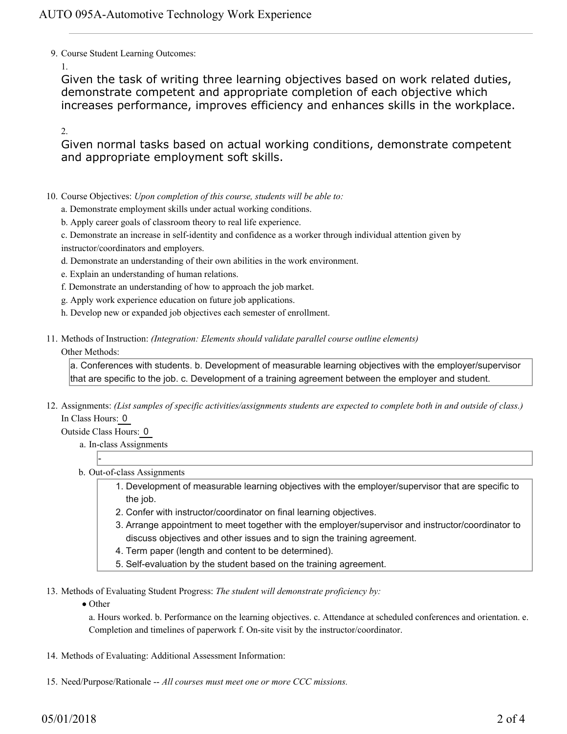9. Course Student Learning Outcomes:

   1. Given the task of writing three learning objectives based on work related duties, demonstrate competent and appropriate completion of each objective which increases performance, improves efficiency and enhances skills in the workplace.

   2. Given normal tasks based on actual working conditions, demonstrate competent and appropriate employment soft skills.

10. Course Objectives: *Upon completion of this course, students will be able to:*

    a. Demonstrate employment skills under actual working conditions.

    b. Apply career goals of classroom theory to real life experience.

    c. Demonstrate an increase in self-identity and confidence as a worker through individual attention given by instructor/coordinators and employers.

    d. Demonstrate an understanding of their own abilities in the work environment.

    e. Explain an understanding of human relations.

    f. Demonstrate an understanding of how to approach the job market.

    g. Apply work experience education on future job applications.

    h. Develop new or expanded job objectives each semester of enrollment.

11. Methods of Instruction: *(Integration: Elements should validate parallel course outline elements)*

    Other Methods:

    a. Conferences with students. b. Development of measurable learning objectives with the employer/supervisor that are specific to the job. c. Development of a training agreement between the employer and student.

12. Assignments: *(List samples of specific activities/assignments students are expected to complete both in and out of class.)*

    In Class Hours: 0

    Outside Class Hours: 0

    a. In-class Assignments

       -

    b. Out-of-class Assignments

       1. Development of measurable learning objectives with the employer/supervisor that are specific to the job.
       2. Confer with instructor/coordinator on final learning objectives.
       3. Arrange appointment to meet together with the employer/supervisor and instructor/coordinator to discuss objectives and other issues and to sign the training agreement.
       4. Term paper (length and content to be determined).
       5. Self-evaluation by the student based on the training agreement.

13. Methods of Evaluating Student Progress: *The student will demonstrate proficiency by:*

    - Other

      a. Hours worked. b. Performance on the learning objectives. c. Attendance at scheduled conferences and orientation. e. Completion and timelines of paperwork f. On-site visit by the instructor/coordinator.

14. Methods of Evaluating: Additional Assessment Information:

15. Need/Purpose/Rationale -- *All courses must meet one or more CCC missions.*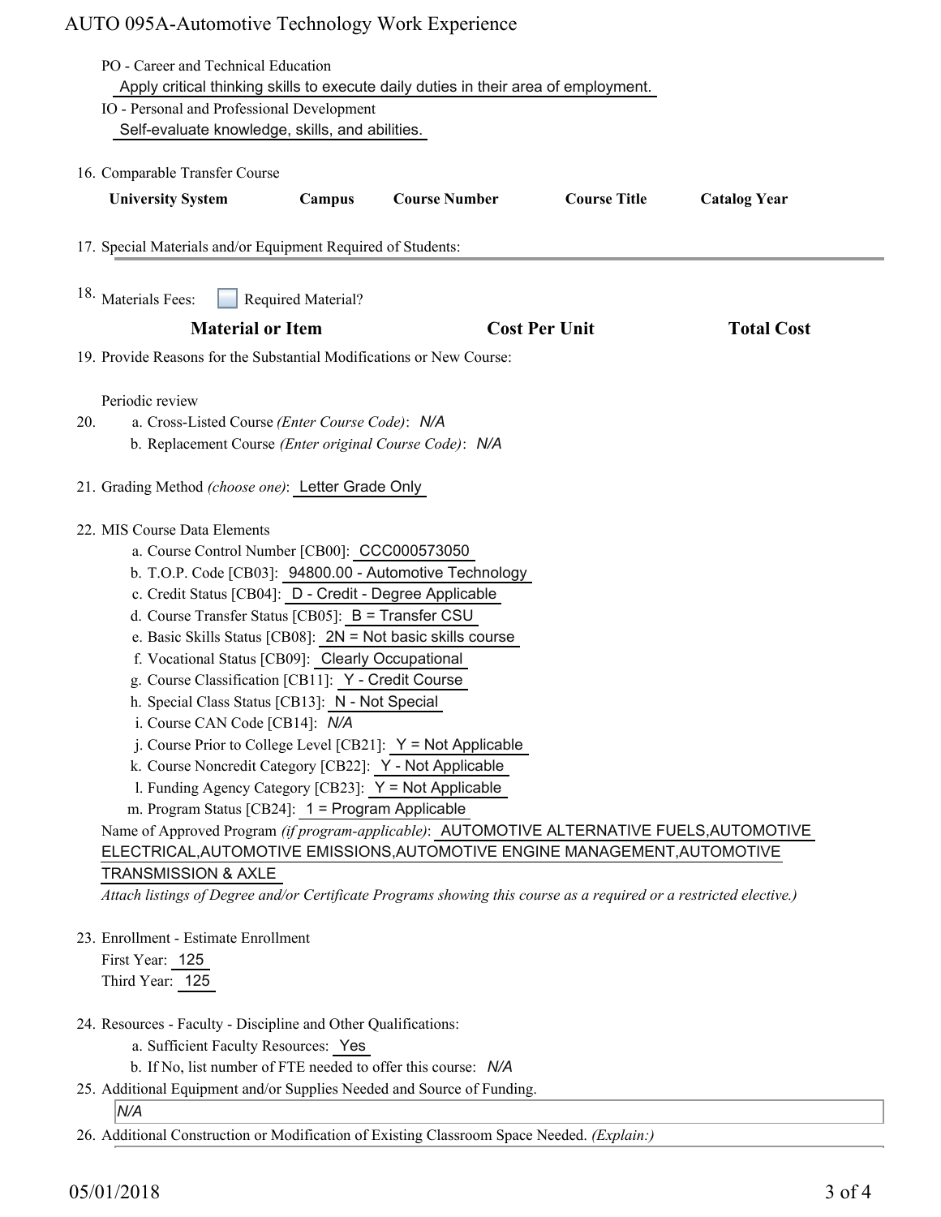PO - Career and Technical Education

Apply critical thinking skills to execute daily duties in their area of employment.

IO - Personal and Professional Development

Self-evaluate knowledge, skills, and abilities.

16. Comparable Transfer Course

| University System | Campus | Course Number | Course Title | Catalog Year |
|---|---|---|---|---|

17. Special Materials and/or Equipment Required of Students:

18. Materials Fees: ☐ Required Material?

| Material or Item | Cost Per Unit | Total Cost |
|---|---|---|

19. Provide Reasons for the Substantial Modifications or New Course:

Periodic review

20. a. Cross-Listed Course *(Enter Course Code)*: *N/A*
    b. Replacement Course *(Enter original Course Code)*: *N/A*

21. Grading Method *(choose one)*: Letter Grade Only

22. MIS Course Data Elements
    a. Course Control Number [CB00]: CCC000573050
    b. T.O.P. Code [CB03]: 94800.00 - Automotive Technology
    c. Credit Status [CB04]: D - Credit - Degree Applicable
    d. Course Transfer Status [CB05]: B = Transfer CSU
    e. Basic Skills Status [CB08]: 2N = Not basic skills course
    f. Vocational Status [CB09]: Clearly Occupational
    g. Course Classification [CB11]: Y - Credit Course
    h. Special Class Status [CB13]: N - Not Special
    i. Course CAN Code [CB14]: *N/A*
    j. Course Prior to College Level [CB21]: Y = Not Applicable
    k. Course Noncredit Category [CB22]: Y - Not Applicable
    l. Funding Agency Category [CB23]: Y = Not Applicable
    m. Program Status [CB24]: 1 = Program Applicable

    Name of Approved Program *(if program-applicable)*: AUTOMOTIVE ALTERNATIVE FUELS,AUTOMOTIVE ELECTRICAL,AUTOMOTIVE EMISSIONS,AUTOMOTIVE ENGINE MANAGEMENT,AUTOMOTIVE TRANSMISSION & AXLE

    *Attach listings of Degree and/or Certificate Programs showing this course as a required or a restricted elective.)*

23. Enrollment - Estimate Enrollment

    First Year: 125

    Third Year: 125

24. Resources - Faculty - Discipline and Other Qualifications:
    a. Sufficient Faculty Resources: Yes
    b. If No, list number of FTE needed to offer this course: *N/A*

25. Additional Equipment and/or Supplies Needed and Source of Funding.

    *N/A*

26. Additional Construction or Modification of Existing Classroom Space Needed. *(Explain:)*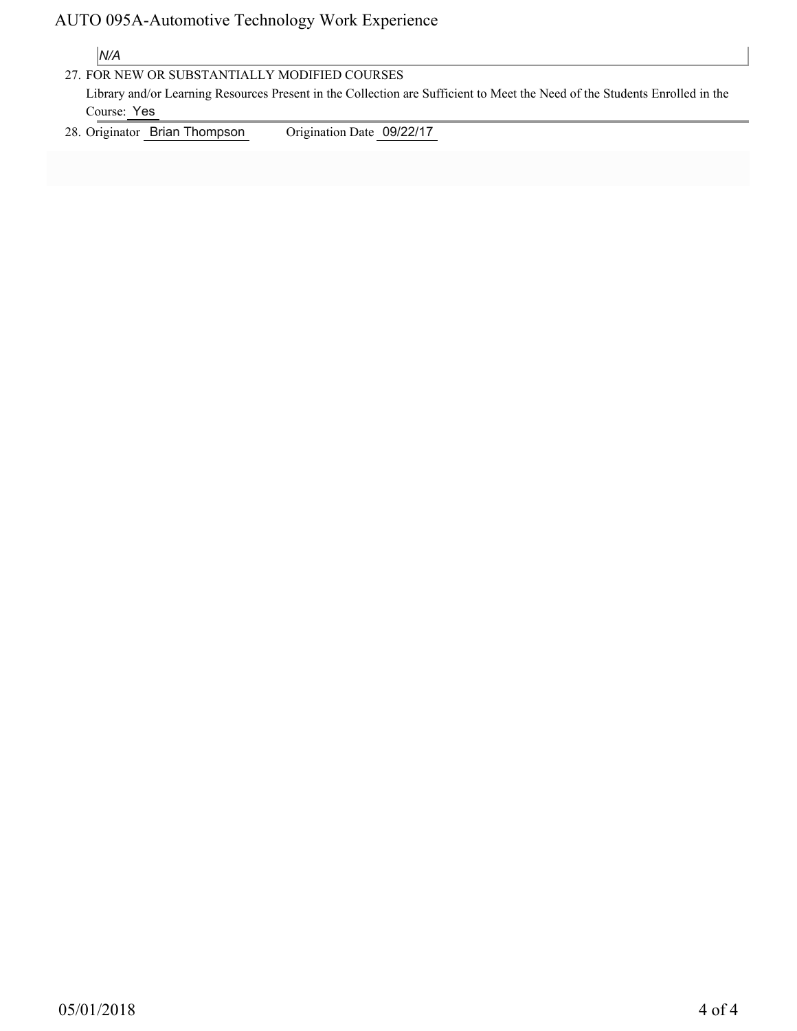*N/A*

27. FOR NEW OR SUBSTANTIALLY MODIFIED COURSES

    Library and/or Learning Resources Present in the Collection are Sufficient to Meet the Need of the Students Enrolled in the Course: Yes

28. Originator Brian Thompson    Origination Date 09/22/17